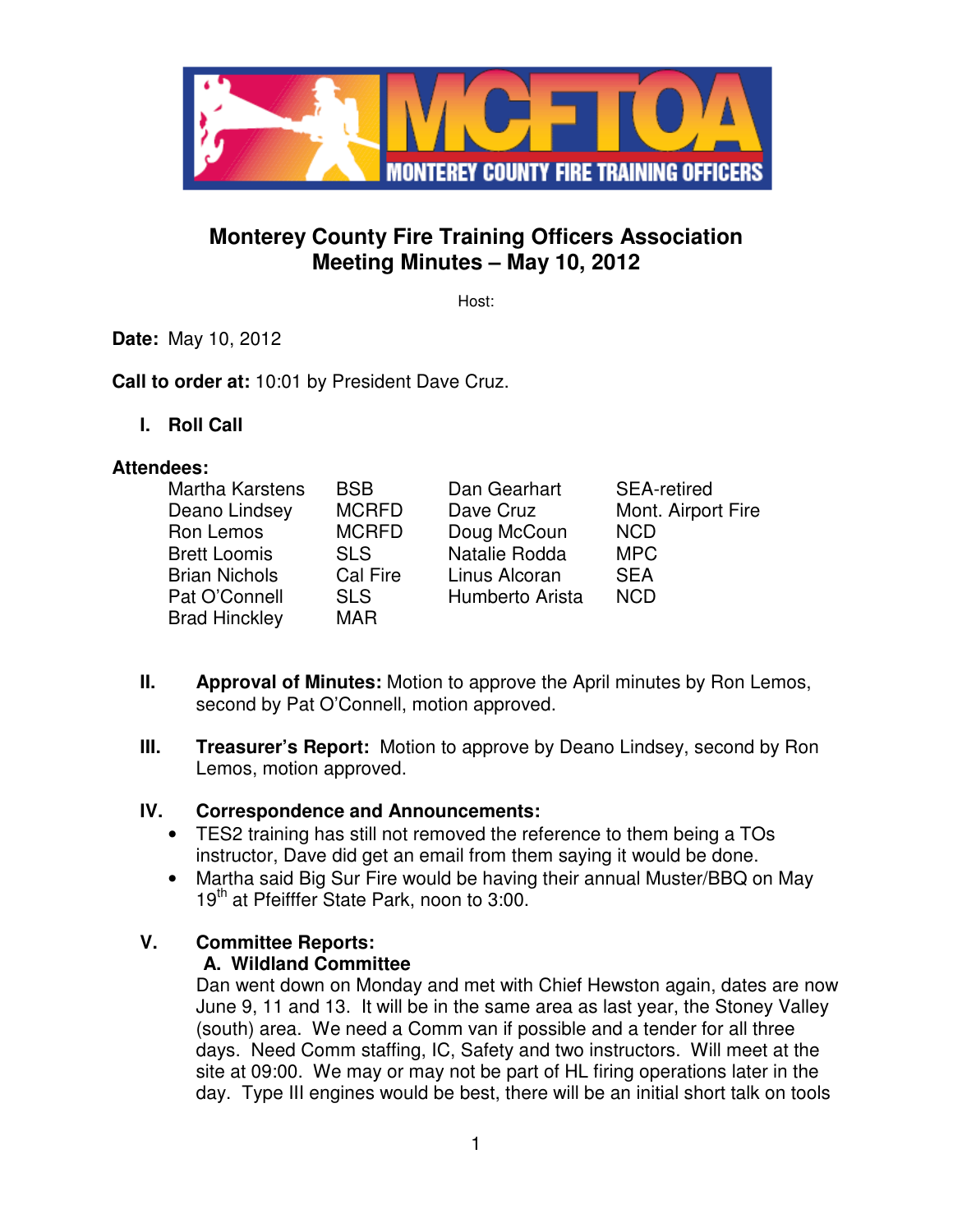# Monterey County Fire Training Officers Association
## Meeting Minutes – May 10, 2012

Host:

**Date:** May 10, 2012

**Call to order at:** 10:01 by President Dave Cruz.

**I. Roll Call**

**Attendees:**

| | | | |
|---|---|---|---|
| Martha Karstens | BSB | Dan Gearhart | SEA-retired |
| Deano Lindsey | MCRFD | Dave Cruz | Mont. Airport Fire |
| Ron Lemos | MCRFD | Doug McCoun | NCD |
| Brett Loomis | SLS | Natalie Rodda | MPC |
| Brian Nichols | Cal Fire | Linus Alcoran | SEA |
| Pat O'Connell | SLS | Humberto Arista | NCD |
| Brad Hinckley | MAR | | |

**II. Approval of Minutes:** Motion to approve the April minutes by Ron Lemos, second by Pat O'Connell, motion approved.

**III. Treasurer's Report:** Motion to approve by Deano Lindsey, second by Ron Lemos, motion approved.

**IV. Correspondence and Announcements:**

- TES2 training has still not removed the reference to them being a TOs instructor, Dave did get an email from them saying it would be done.
- Martha said Big Sur Fire would be having their annual Muster/BBQ on May 19th at Pfeifffer State Park, noon to 3:00.

**V. Committee Reports:**

**A. Wildland Committee**

Dan went down on Monday and met with Chief Hewston again, dates are now June 9, 11 and 13. It will be in the same area as last year, the Stoney Valley (south) area. We need a Comm van if possible and a tender for all three days. Need Comm staffing, IC, Safety and two instructors. Will meet at the site at 09:00. We may or may not be part of HL firing operations later in the day. Type III engines would be best, there will be an initial short talk on tools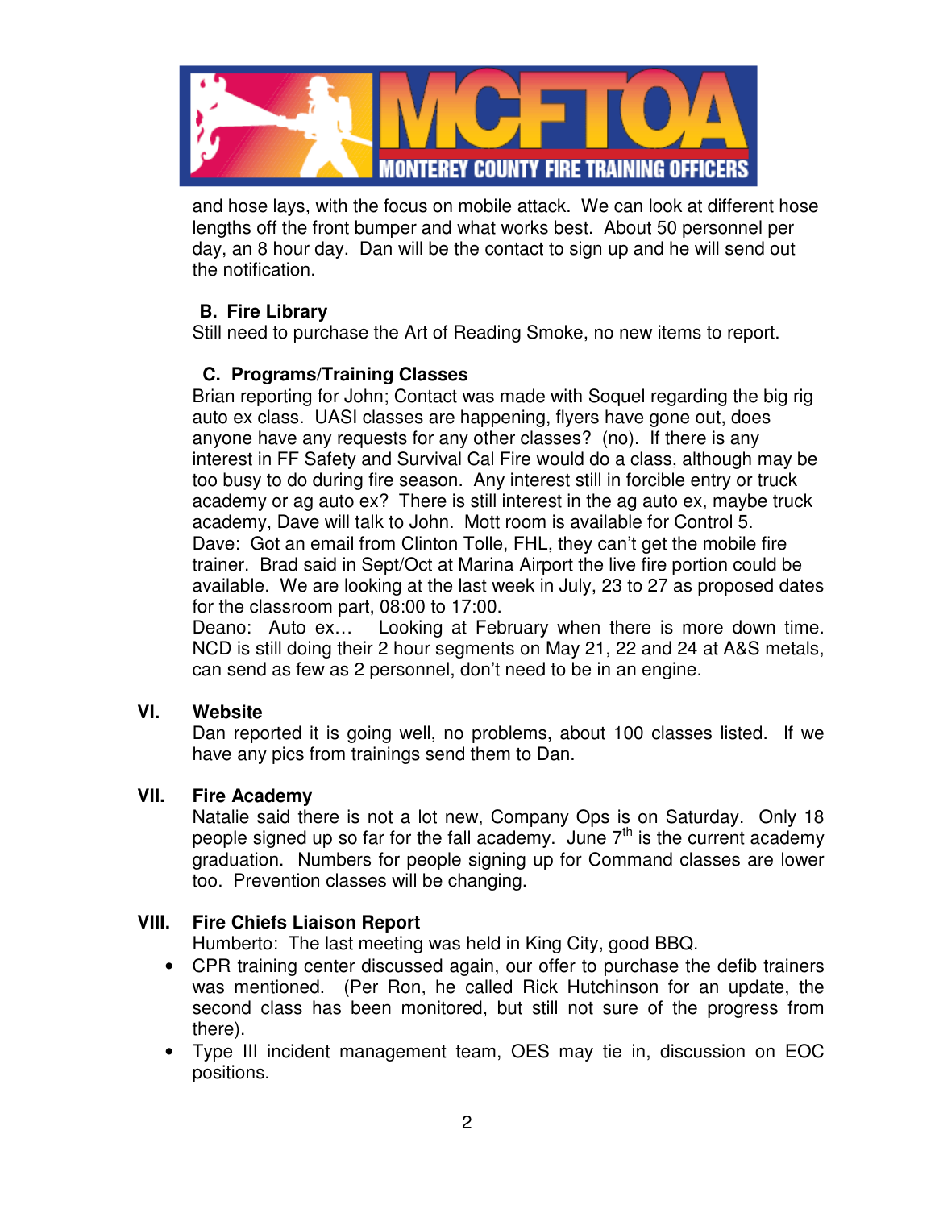and hose lays, with the focus on mobile attack. We can look at different hose lengths off the front bumper and what works best. About 50 personnel per day, an 8 hour day. Dan will be the contact to sign up and he will send out the notification.

**B. Fire Library**

Still need to purchase the Art of Reading Smoke, no new items to report.

**C. Programs/Training Classes**

Brian reporting for John; Contact was made with Soquel regarding the big rig auto ex class. UASI classes are happening, flyers have gone out, does anyone have any requests for any other classes? (no). If there is any interest in FF Safety and Survival Cal Fire would do a class, although may be too busy to do during fire season. Any interest still in forcible entry or truck academy or ag auto ex? There is still interest in the ag auto ex, maybe truck academy, Dave will talk to John. Mott room is available for Control 5.

Dave: Got an email from Clinton Tolle, FHL, they can't get the mobile fire trainer. Brad said in Sept/Oct at Marina Airport the live fire portion could be available. We are looking at the last week in July, 23 to 27 as proposed dates for the classroom part, 08:00 to 17:00.

Deano: Auto ex… Looking at February when there is more down time. NCD is still doing their 2 hour segments on May 21, 22 and 24 at A&S metals, can send as few as 2 personnel, don't need to be in an engine.

## VI. Website

Dan reported it is going well, no problems, about 100 classes listed. If we have any pics from trainings send them to Dan.

## VII. Fire Academy

Natalie said there is not a lot new, Company Ops is on Saturday. Only 18 people signed up so far for the fall academy. June 7th is the current academy graduation. Numbers for people signing up for Command classes are lower too. Prevention classes will be changing.

## VIII. Fire Chiefs Liaison Report

Humberto: The last meeting was held in King City, good BBQ.

- CPR training center discussed again, our offer to purchase the defib trainers was mentioned. (Per Ron, he called Rick Hutchinson for an update, the second class has been monitored, but still not sure of the progress from there).
- Type III incident management team, OES may tie in, discussion on EOC positions.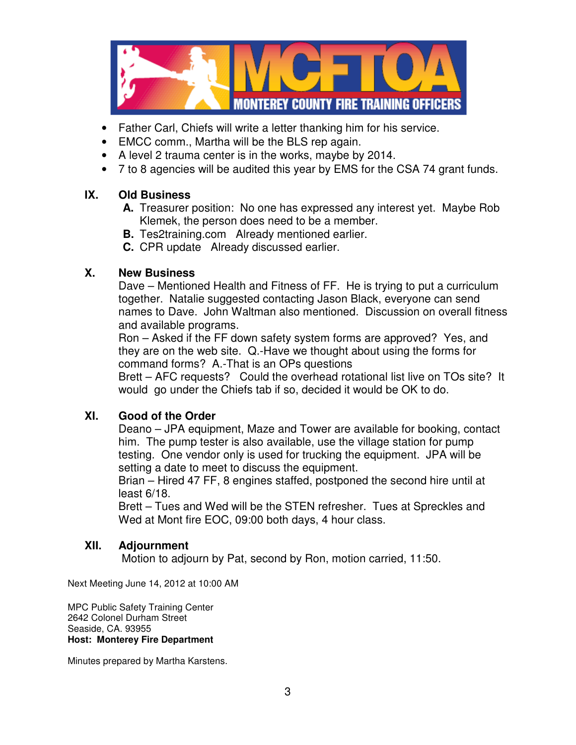- Father Carl, Chiefs will write a letter thanking him for his service.
- EMCC comm., Martha will be the BLS rep again.
- A level 2 trauma center is in the works, maybe by 2014.
- 7 to 8 agencies will be audited this year by EMS for the CSA 74 grant funds.

## IX. Old Business

**A.** Treasurer position: No one has expressed any interest yet. Maybe Rob Klemek, the person does need to be a member.

**B.** Tes2training.com Already mentioned earlier.

**C.** CPR update Already discussed earlier.

## X. New Business

Dave – Mentioned Health and Fitness of FF. He is trying to put a curriculum together. Natalie suggested contacting Jason Black, everyone can send names to Dave. John Waltman also mentioned. Discussion on overall fitness and available programs.

Ron – Asked if the FF down safety system forms are approved? Yes, and they are on the web site. Q.-Have we thought about using the forms for command forms? A.-That is an OPs questions

Brett – AFC requests? Could the overhead rotational list live on TOs site? It would go under the Chiefs tab if so, decided it would be OK to do.

## XI. Good of the Order

Deano – JPA equipment, Maze and Tower are available for booking, contact him. The pump tester is also available, use the village station for pump testing. One vendor only is used for trucking the equipment. JPA will be setting a date to meet to discuss the equipment.

Brian – Hired 47 FF, 8 engines staffed, postponed the second hire until at least 6/18.

Brett – Tues and Wed will be the STEN refresher. Tues at Spreckles and Wed at Mont fire EOC, 09:00 both days, 4 hour class.

## XII. Adjournment

Motion to adjourn by Pat, second by Ron, motion carried, 11:50.

Next Meeting June 14, 2012 at 10:00 AM

MPC Public Safety Training Center
2642 Colonel Durham Street
Seaside, CA. 93955
**Host: Monterey Fire Department**

Minutes prepared by Martha Karstens.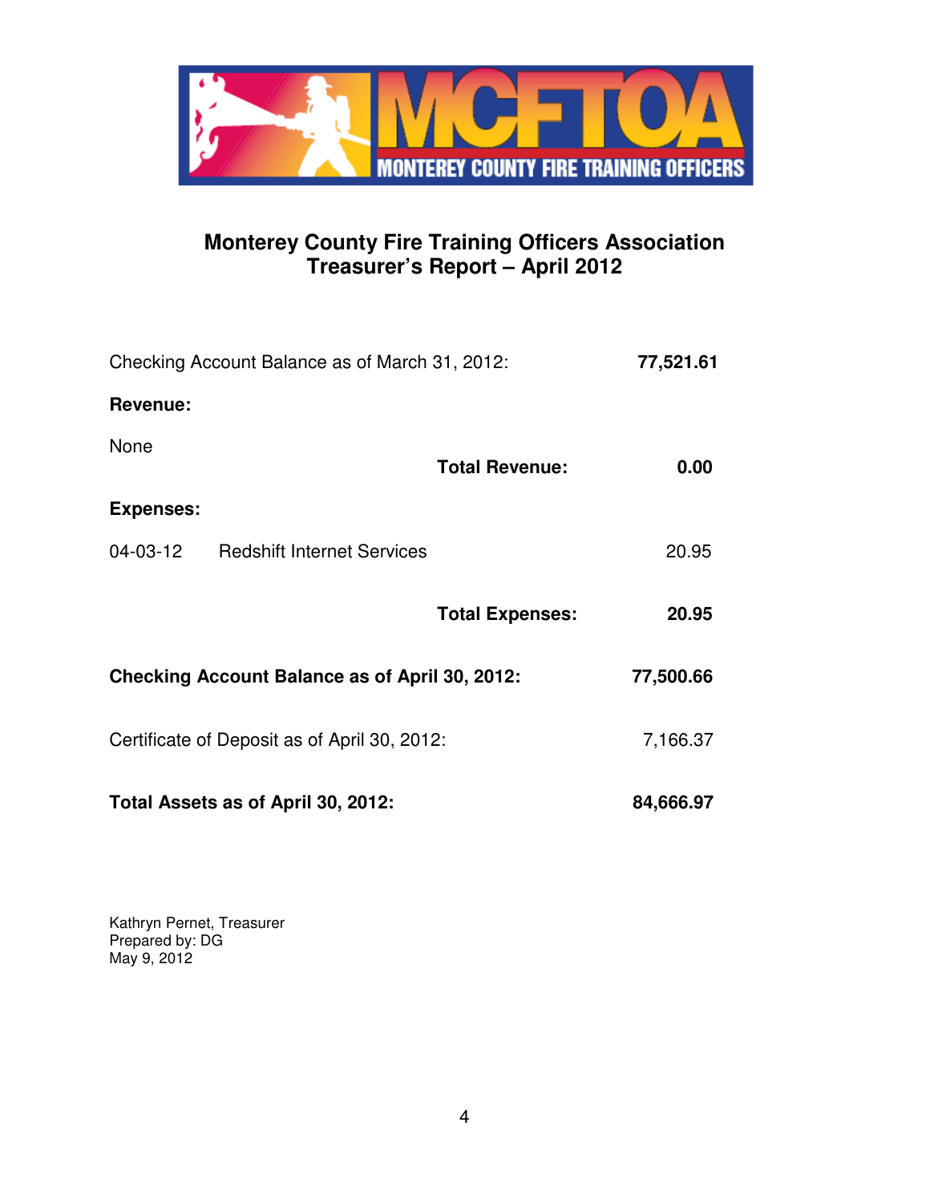# Monterey County Fire Training Officers Association
## Treasurer's Report – April 2012

| | | |
|---|---|---|
| Checking Account Balance as of March 31, 2012: | | **77,521.61** |
| **Revenue:** | | |
| None | | |
| | **Total Revenue:** | **0.00** |
| **Expenses:** | | |
| 04-03-12 | Redshift Internet Services | 20.95 |
| | **Total Expenses:** | **20.95** |
| **Checking Account Balance as of April 30, 2012:** | | **77,500.66** |
| Certificate of Deposit as of April 30, 2012: | | 7,166.37 |
| **Total Assets as of April 30, 2012:** | | **84,666.97** |

Kathryn Pernet, Treasurer
Prepared by: DG
May 9, 2012